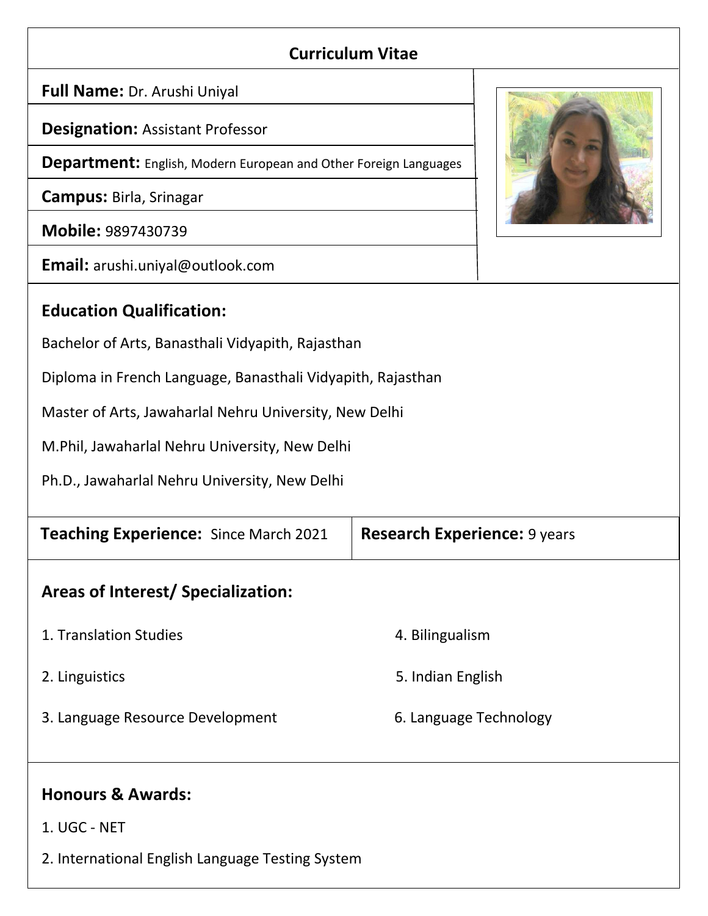# Curriculum Vitae

**Full Name:** Dr. Arushi Uniyal

**Designation:** Assistant Professor

**Department:** English, Modern European and Other Foreign Languages

**Campus:** Birla, Srinagar

**Mobile:** 9897430739

**Email:** arushi.uniyal@outlook.com

## Education Qualification:

Bachelor of Arts, Banasthali Vidyapith, Rajasthan

Diploma in French Language, Banasthali Vidyapith, Rajasthan

Master of Arts, Jawaharlal Nehru University, New Delhi

M.Phil, Jawaharlal Nehru University, New Delhi

Ph.D., Jawaharlal Nehru University, New Delhi

| **Teaching Experience:** Since March 2021 | **Research Experience:** 9 years |
|---|---|

## Areas of Interest/ Specialization:

1. Translation Studies
2. Linguistics
3. Language Resource Development
4. Bilingualism
5. Indian English
6. Language Technology

## Honours & Awards:

1. UGC - NET
2. International English Language Testing System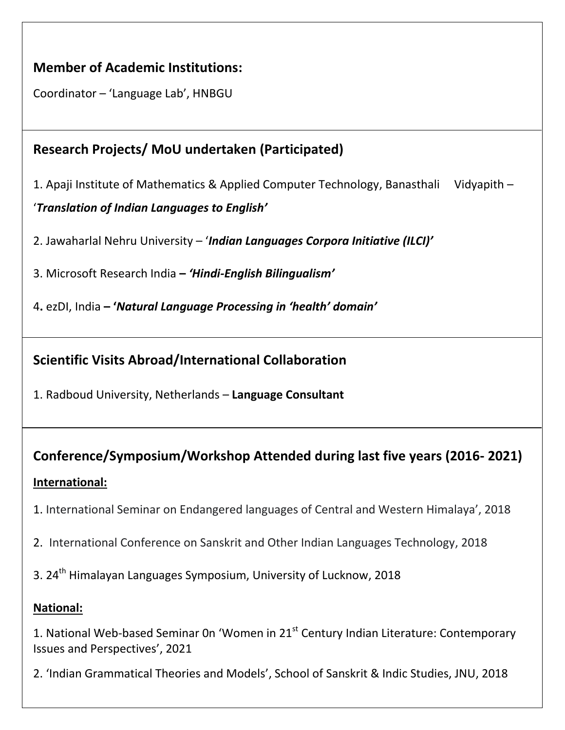## Member of Academic Institutions:

Coordinator – 'Language Lab', HNBGU

## Research Projects/ MoU undertaken (Participated)

1. Apaji Institute of Mathematics & Applied Computer Technology, Banasthali Vidyapith – '***Translation of Indian Languages to English'***

2. Jawaharlal Nehru University – '***Indian Languages Corpora Initiative (ILCI)'***

3. Microsoft Research India **– *'Hindi-English Bilingualism'***

4**.** ezDI, India **– '*Natural Language Processing in 'health' domain'***

## Scientific Visits Abroad/International Collaboration

1. Radboud University, Netherlands – **Language Consultant**

## Conference/Symposium/Workshop Attended during last five years (2016- 2021)

**International:**

1. International Seminar on Endangered languages of Central and Western Himalaya', 2018

2. International Conference on Sanskrit and Other Indian Languages Technology, 2018

3. 24th Himalayan Languages Symposium, University of Lucknow, 2018

**National:**

1. National Web-based Seminar 0n 'Women in 21st Century Indian Literature: Contemporary Issues and Perspectives', 2021

2. 'Indian Grammatical Theories and Models', School of Sanskrit & Indic Studies, JNU, 2018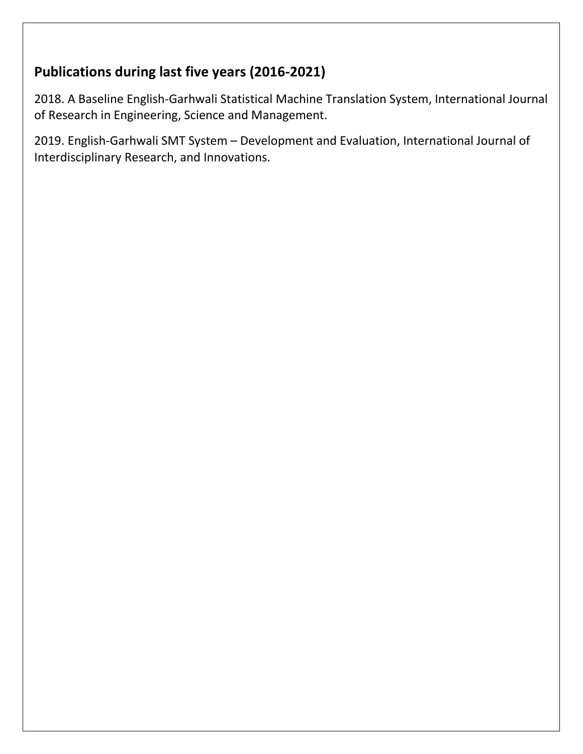## Publications during last five years (2016-2021)

2018. A Baseline English-Garhwali Statistical Machine Translation System, International Journal of Research in Engineering, Science and Management.

2019. English-Garhwali SMT System – Development and Evaluation, International Journal of Interdisciplinary Research, and Innovations.